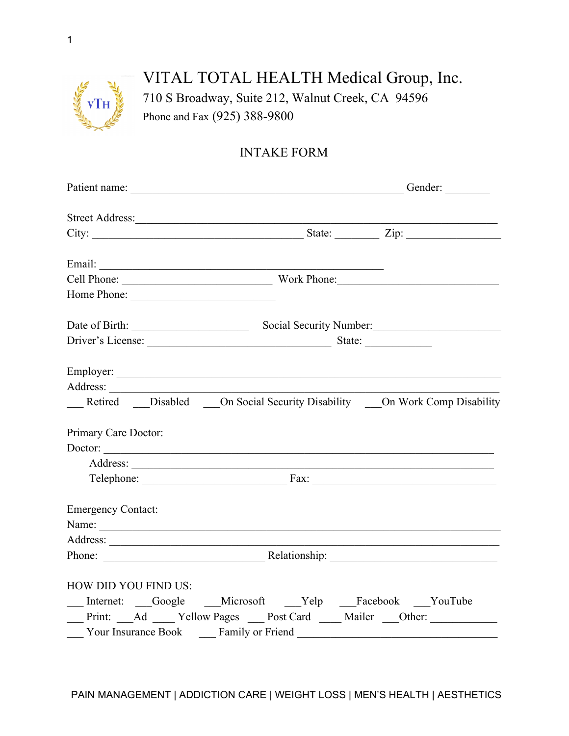# VITAL TOTAL HEALTH Medical Group, Inc.

710 S Broadway, Suite 212, Walnut Creek, CA 94596

Phone and Fax (925) 388-9800

## INTAKE FORM

Patient name: _______________________________________________ Gender: ________

Street Address: _______________________________________________________________

City: ____________________________________ State: ________ Zip: ________________

Email: ________________________________________________

Cell Phone: __________________________ Work Phone: ____________________________

Home Phone: __________________________

Date of Birth: ____________________ Social Security Number: _____________________

Driver's License: ________________________________ State: ____________

Employer: _____________________________________________________________________

Address: ______________________________________________________________________

___ Retired ___Disabled ___On Social Security Disability ___On Work Comp Disability

Primary Care Doctor:

Doctor: _______________________________________________________________________

Address: ______________________________________________________________

Telephone: _________________________ Fax: ________________________________

Emergency Contact:

Name: _________________________________________________________________________

Address: ______________________________________________________________________

Phone: ____________________________ Relationship: _____________________________

HOW DID YOU FIND US:

___ Internet: ___Google ___Microsoft ___Yelp ___Facebook ___YouTube

___ Print: ___Ad ____ Yellow Pages ___ Post Card ____ Mailer ___Other: ____________

___ Your Insurance Book ___ Family or Friend __________________________________

PAIN MANAGEMENT | ADDICTION CARE | WEIGHT LOSS | MEN'S HEALTH | AESTHETICS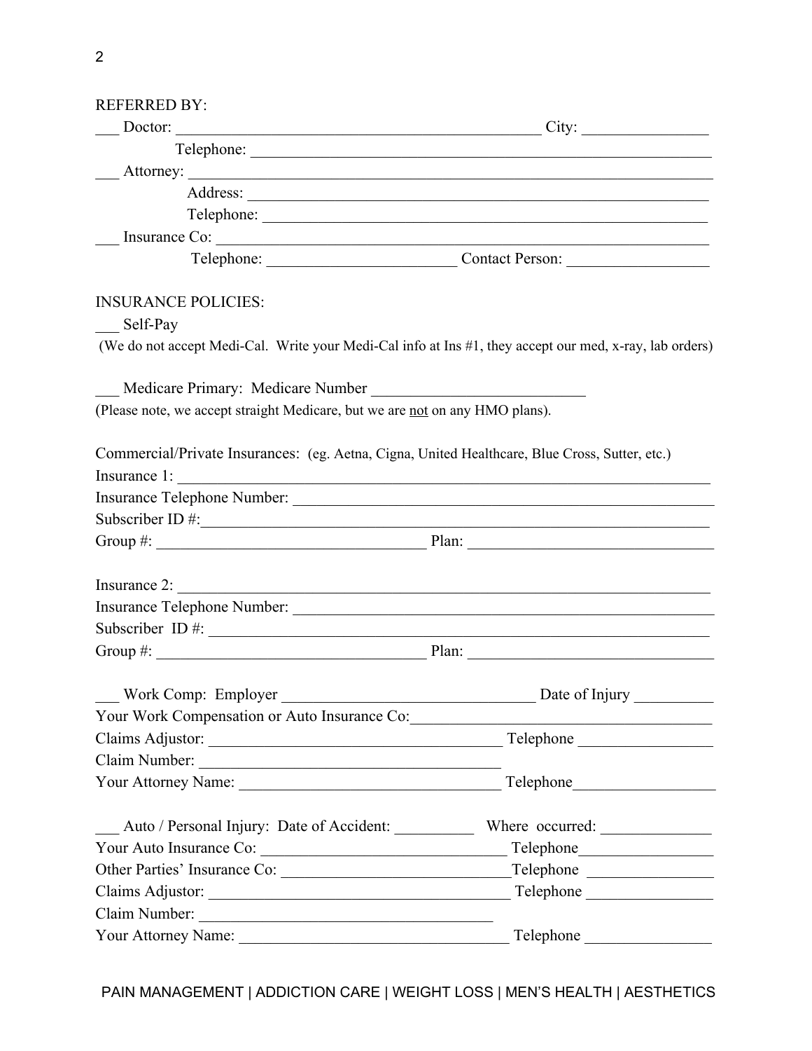REFERRED BY:

___ Doctor: ______________________________________________ City: _______________

Telephone: ____________________________________________________________

___ Attorney: _____________________________________________________________

Address: ____________________________________________________________

Telephone: __________________________________________________________

___ Insurance Co: ________________________________________________________

Telephone: _______________________ Contact Person: _________________

INSURANCE POLICIES:

___ Self-Pay

(We do not accept Medi-Cal. Write your Medi-Cal info at Ins #1, they accept our med, x-ray, lab orders)

___ Medicare Primary: Medicare Number ___________________________

(Please note, we accept straight Medicare, but we are not on any HMO plans).

Commercial/Private Insurances: (eg. Aetna, Cigna, United Healthcare, Blue Cross, Sutter, etc.)

Insurance 1: _____________________________________________________________________

Insurance Telephone Number: ____________________________________________________

Subscriber ID #:__________________________________________________________________

Group #: __________________________________ Plan: ______________________________

Insurance 2: _____________________________________________________________________

Insurance Telephone Number: ____________________________________________________

Subscriber ID #: __________________________________________________________________

Group #: __________________________________ Plan: ______________________________

___ Work Comp: Employer ________________________________ Date of Injury __________

Your Work Compensation or Auto Insurance Co:______________________________________

Claims Adjustor: ______________________________________ Telephone ________________

Claim Number: ______________________________________

Your Attorney Name: _________________________________ Telephone_________________

___ Auto / Personal Injury: Date of Accident: __________ Where occurred: ______________

Your Auto Insurance Co: _______________________________ Telephone_________________

Other Parties' Insurance Co: ____________________________Telephone ________________

Claims Adjustor: ______________________________________ Telephone ________________

Claim Number: ______________________________________

Your Attorney Name: __________________________________ Telephone ________________

PAIN MANAGEMENT | ADDICTION CARE | WEIGHT LOSS | MEN'S HEALTH | AESTHETICS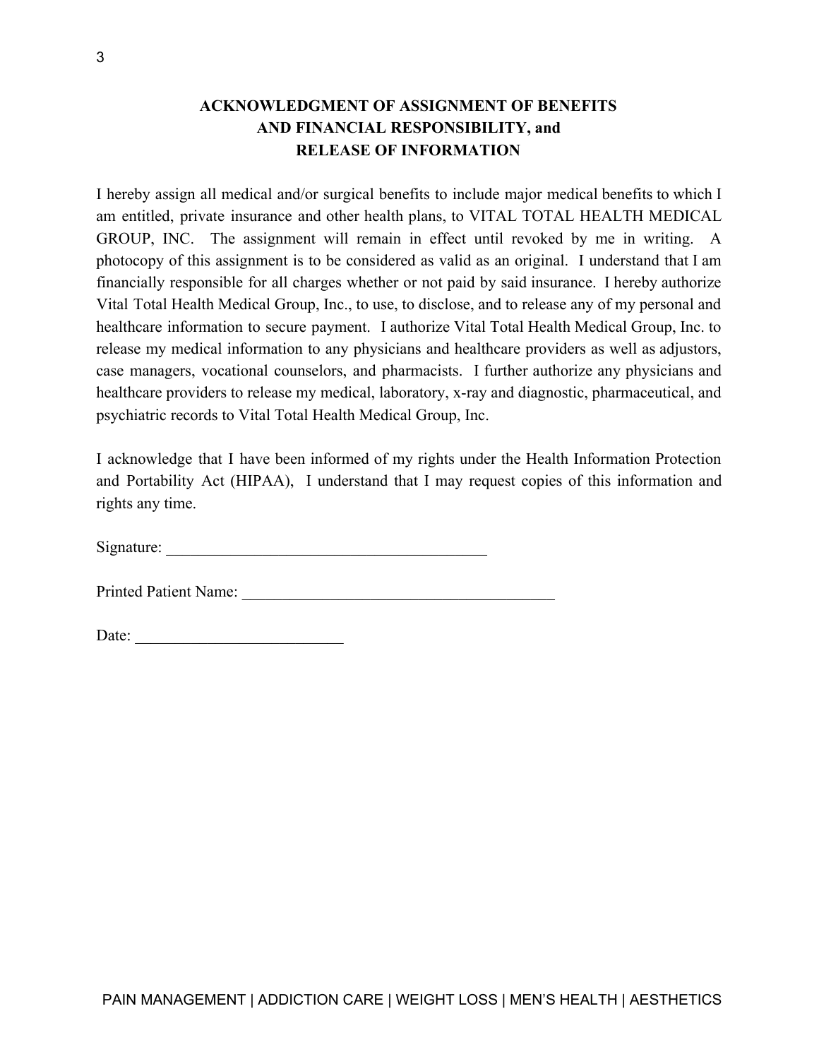## ACKNOWLEDGMENT OF ASSIGNMENT OF BENEFITS AND FINANCIAL RESPONSIBILITY, and RELEASE OF INFORMATION

I hereby assign all medical and/or surgical benefits to include major medical benefits to which I am entitled, private insurance and other health plans, to VITAL TOTAL HEALTH MEDICAL GROUP, INC. The assignment will remain in effect until revoked by me in writing. A photocopy of this assignment is to be considered as valid as an original. I understand that I am financially responsible for all charges whether or not paid by said insurance. I hereby authorize Vital Total Health Medical Group, Inc., to use, to disclose, and to release any of my personal and healthcare information to secure payment. I authorize Vital Total Health Medical Group, Inc. to release my medical information to any physicians and healthcare providers as well as adjustors, case managers, vocational counselors, and pharmacists. I further authorize any physicians and healthcare providers to release my medical, laboratory, x-ray and diagnostic, pharmaceutical, and psychiatric records to Vital Total Health Medical Group, Inc.

I acknowledge that I have been informed of my rights under the Health Information Protection and Portability Act (HIPAA), I understand that I may request copies of this information and rights any time.

Signature: ________________________________________

Printed Patient Name: ________________________________________

Date: __________________________

PAIN MANAGEMENT | ADDICTION CARE | WEIGHT LOSS | MEN'S HEALTH | AESTHETICS